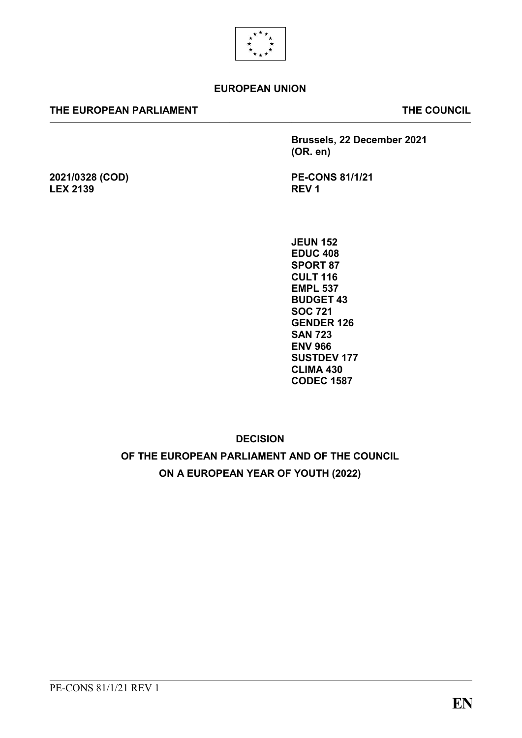**EUROPEAN UNION**

**THE EUROPEAN PARLIAMENT** | **THE COUNCIL**

**Brussels, 22 December 2021**
**(OR. en)**

**2021/0328 (COD)**
**LEX 2139**

**PE-CONS 81/1/21**
**REV 1**

**JEUN 152**
**EDUC 408**
**SPORT 87**
**CULT 116**
**EMPL 537**
**BUDGET 43**
**SOC 721**
**GENDER 126**
**SAN 723**
**ENV 966**
**SUSTDEV 177**
**CLIMA 430**
**CODEC 1587**

# DECISION
# OF THE EUROPEAN PARLIAMENT AND OF THE COUNCIL
# ON A EUROPEAN YEAR OF YOUTH (2022)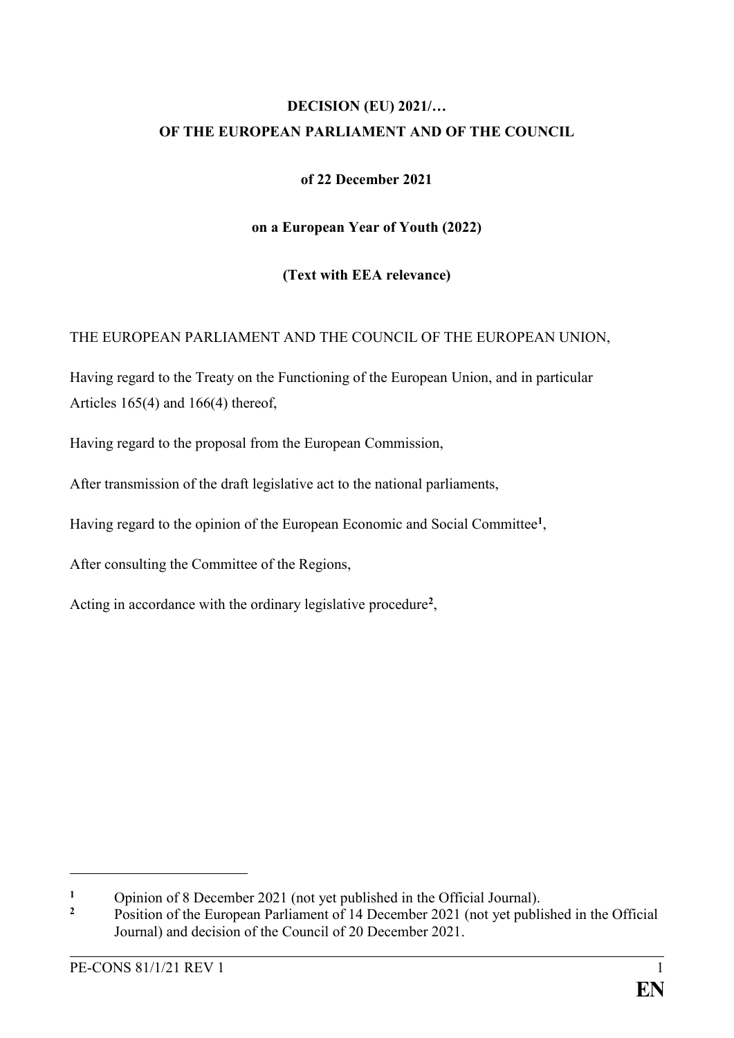**DECISION (EU) 2021/…**
**OF THE EUROPEAN PARLIAMENT AND OF THE COUNCIL**

**of 22 December 2021**

**on a European Year of Youth (2022)**

**(Text with EEA relevance)**

THE EUROPEAN PARLIAMENT AND THE COUNCIL OF THE EUROPEAN UNION,

Having regard to the Treaty on the Functioning of the European Union, and in particular Articles 165(4) and 166(4) thereof,

Having regard to the proposal from the European Commission,

After transmission of the draft legislative act to the national parliaments,

Having regard to the opinion of the European Economic and Social Committee[1],

After consulting the Committee of the Regions,

Acting in accordance with the ordinary legislative procedure[2],

---

[1] Opinion of 8 December 2021 (not yet published in the Official Journal).

[2] Position of the European Parliament of 14 December 2021 (not yet published in the Official Journal) and decision of the Council of 20 December 2021.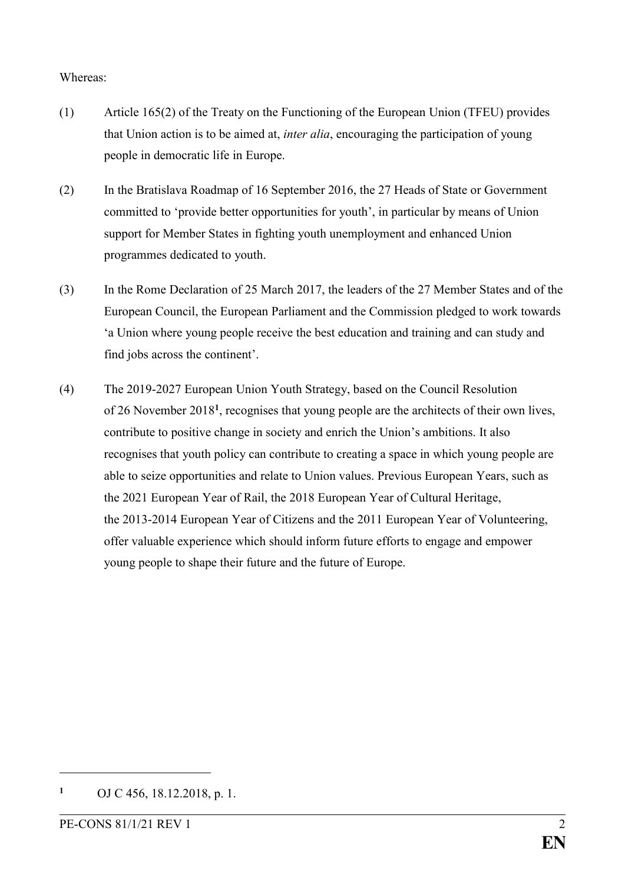Whereas:

(1) Article 165(2) of the Treaty on the Functioning of the European Union (TFEU) provides that Union action is to be aimed at, *inter alia*, encouraging the participation of young people in democratic life in Europe.

(2) In the Bratislava Roadmap of 16 September 2016, the 27 Heads of State or Government committed to 'provide better opportunities for youth', in particular by means of Union support for Member States in fighting youth unemployment and enhanced Union programmes dedicated to youth.

(3) In the Rome Declaration of 25 March 2017, the leaders of the 27 Member States and of the European Council, the European Parliament and the Commission pledged to work towards 'a Union where young people receive the best education and training and can study and find jobs across the continent'.

(4) The 2019-2027 European Union Youth Strategy, based on the Council Resolution of 26 November 2018[1], recognises that young people are the architects of their own lives, contribute to positive change in society and enrich the Union's ambitions. It also recognises that youth policy can contribute to creating a space in which young people are able to seize opportunities and relate to Union values. Previous European Years, such as the 2021 European Year of Rail, the 2018 European Year of Cultural Heritage, the 2013-2014 European Year of Citizens and the 2011 European Year of Volunteering, offer valuable experience which should inform future efforts to engage and empower young people to shape their future and the future of Europe.

---

[1] OJ C 456, 18.12.2018, p. 1.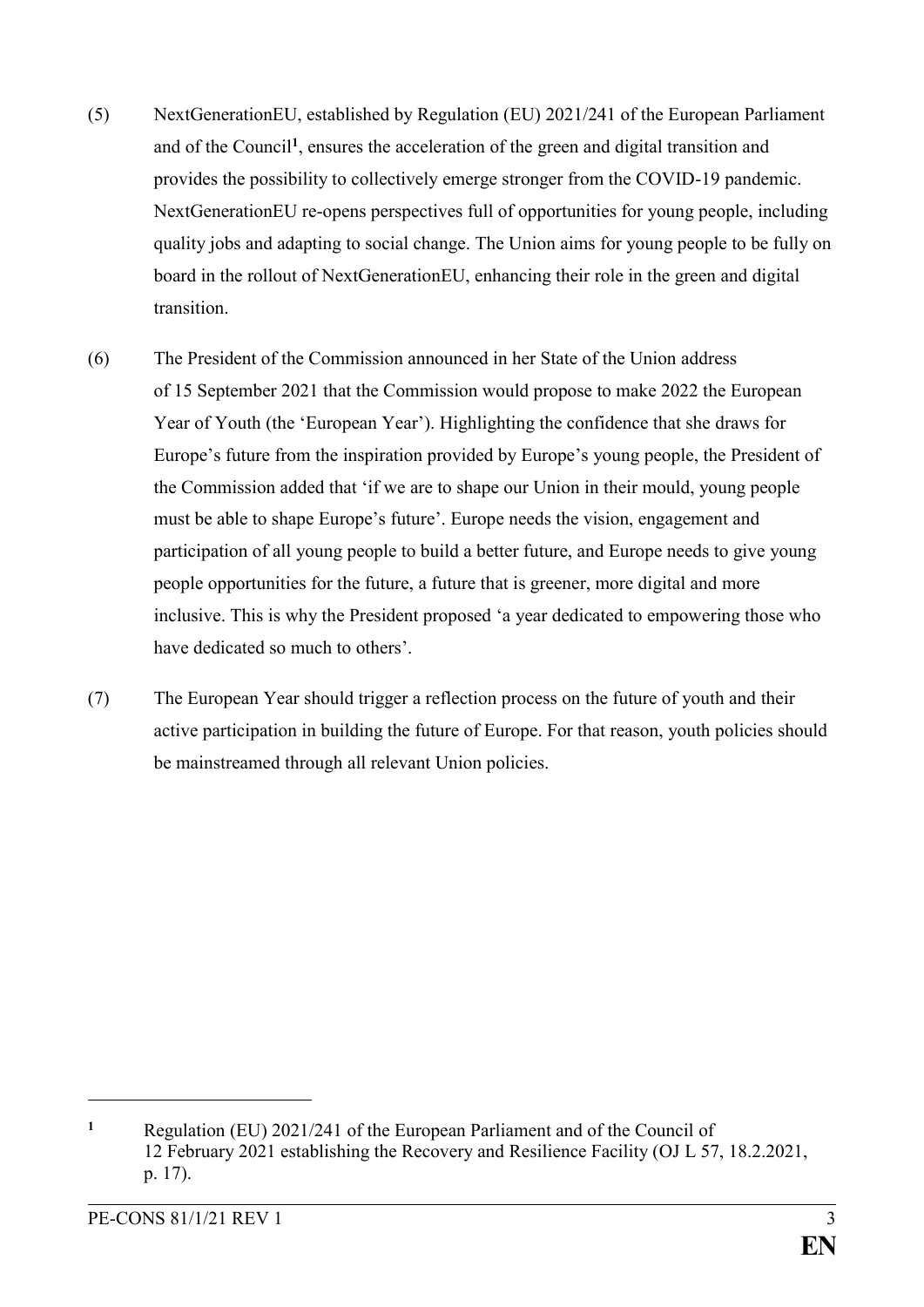(5) NextGenerationEU, established by Regulation (EU) 2021/241 of the European Parliament and of the Council[1], ensures the acceleration of the green and digital transition and provides the possibility to collectively emerge stronger from the COVID-19 pandemic. NextGenerationEU re-opens perspectives full of opportunities for young people, including quality jobs and adapting to social change. The Union aims for young people to be fully on board in the rollout of NextGenerationEU, enhancing their role in the green and digital transition.

(6) The President of the Commission announced in her State of the Union address of 15 September 2021 that the Commission would propose to make 2022 the European Year of Youth (the 'European Year'). Highlighting the confidence that she draws for Europe's future from the inspiration provided by Europe's young people, the President of the Commission added that 'if we are to shape our Union in their mould, young people must be able to shape Europe's future'. Europe needs the vision, engagement and participation of all young people to build a better future, and Europe needs to give young people opportunities for the future, a future that is greener, more digital and more inclusive. This is why the President proposed 'a year dedicated to empowering those who have dedicated so much to others'.

(7) The European Year should trigger a reflection process on the future of youth and their active participation in building the future of Europe. For that reason, youth policies should be mainstreamed through all relevant Union policies.

---

[1] Regulation (EU) 2021/241 of the European Parliament and of the Council of 12 February 2021 establishing the Recovery and Resilience Facility (OJ L 57, 18.2.2021, p. 17).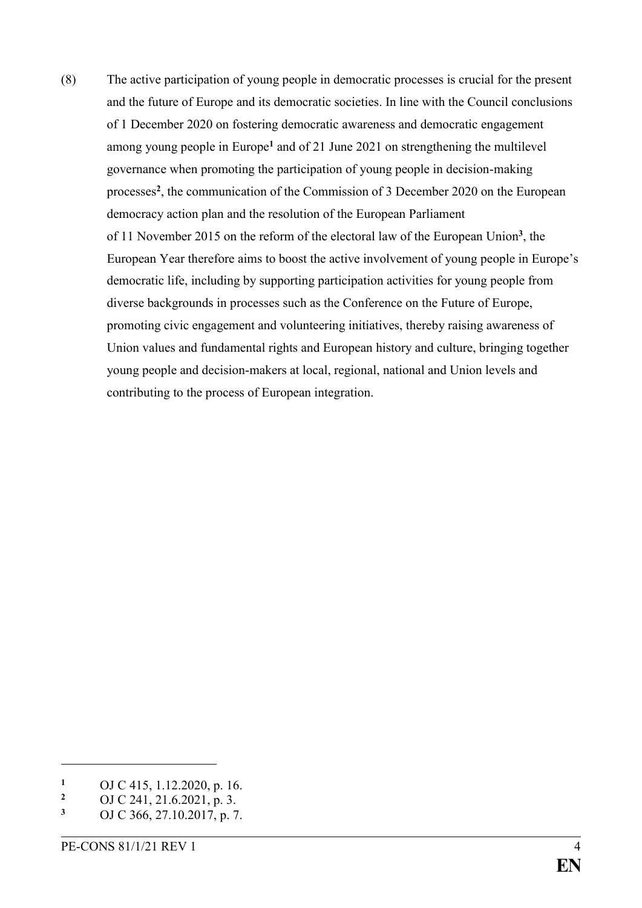(8) The active participation of young people in democratic processes is crucial for the present and the future of Europe and its democratic societies. In line with the Council conclusions of 1 December 2020 on fostering democratic awareness and democratic engagement among young people in Europe[1] and of 21 June 2021 on strengthening the multilevel governance when promoting the participation of young people in decision-making processes[2], the communication of the Commission of 3 December 2020 on the European democracy action plan and the resolution of the European Parliament of 11 November 2015 on the reform of the electoral law of the European Union[3], the European Year therefore aims to boost the active involvement of young people in Europe's democratic life, including by supporting participation activities for young people from diverse backgrounds in processes such as the Conference on the Future of Europe, promoting civic engagement and volunteering initiatives, thereby raising awareness of Union values and fundamental rights and European history and culture, bringing together young people and decision-makers at local, regional, national and Union levels and contributing to the process of European integration.

---

[1] OJ C 415, 1.12.2020, p. 16.

[2] OJ C 241, 21.6.2021, p. 3.

[3] OJ C 366, 27.10.2017, p. 7.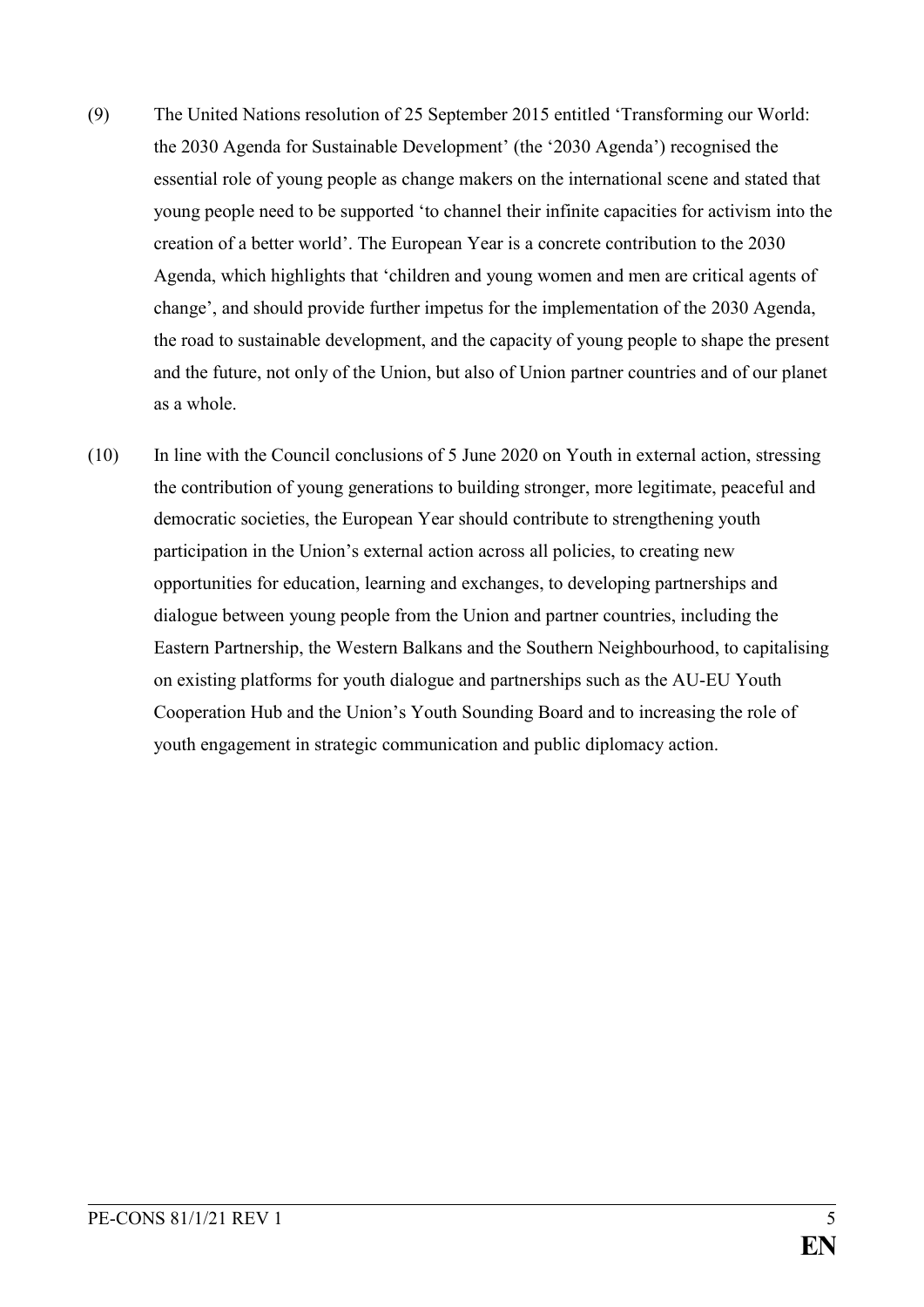(9) The United Nations resolution of 25 September 2015 entitled 'Transforming our World: the 2030 Agenda for Sustainable Development' (the '2030 Agenda') recognised the essential role of young people as change makers on the international scene and stated that young people need to be supported 'to channel their infinite capacities for activism into the creation of a better world'. The European Year is a concrete contribution to the 2030 Agenda, which highlights that 'children and young women and men are critical agents of change', and should provide further impetus for the implementation of the 2030 Agenda, the road to sustainable development, and the capacity of young people to shape the present and the future, not only of the Union, but also of Union partner countries and of our planet as a whole.

(10) In line with the Council conclusions of 5 June 2020 on Youth in external action, stressing the contribution of young generations to building stronger, more legitimate, peaceful and democratic societies, the European Year should contribute to strengthening youth participation in the Union's external action across all policies, to creating new opportunities for education, learning and exchanges, to developing partnerships and dialogue between young people from the Union and partner countries, including the Eastern Partnership, the Western Balkans and the Southern Neighbourhood, to capitalising on existing platforms for youth dialogue and partnerships such as the AU-EU Youth Cooperation Hub and the Union's Youth Sounding Board and to increasing the role of youth engagement in strategic communication and public diplomacy action.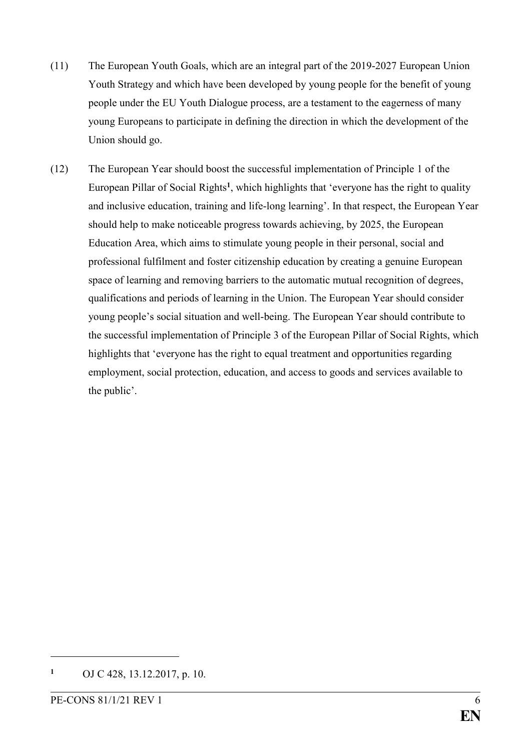(11) The European Youth Goals, which are an integral part of the 2019-2027 European Union Youth Strategy and which have been developed by young people for the benefit of young people under the EU Youth Dialogue process, are a testament to the eagerness of many young Europeans to participate in defining the direction in which the development of the Union should go.

(12) The European Year should boost the successful implementation of Principle 1 of the European Pillar of Social Rights[1], which highlights that 'everyone has the right to quality and inclusive education, training and life-long learning'. In that respect, the European Year should help to make noticeable progress towards achieving, by 2025, the European Education Area, which aims to stimulate young people in their personal, social and professional fulfilment and foster citizenship education by creating a genuine European space of learning and removing barriers to the automatic mutual recognition of degrees, qualifications and periods of learning in the Union. The European Year should consider young people's social situation and well-being. The European Year should contribute to the successful implementation of Principle 3 of the European Pillar of Social Rights, which highlights that 'everyone has the right to equal treatment and opportunities regarding employment, social protection, education, and access to goods and services available to the public'.

---

[1] OJ C 428, 13.12.2017, p. 10.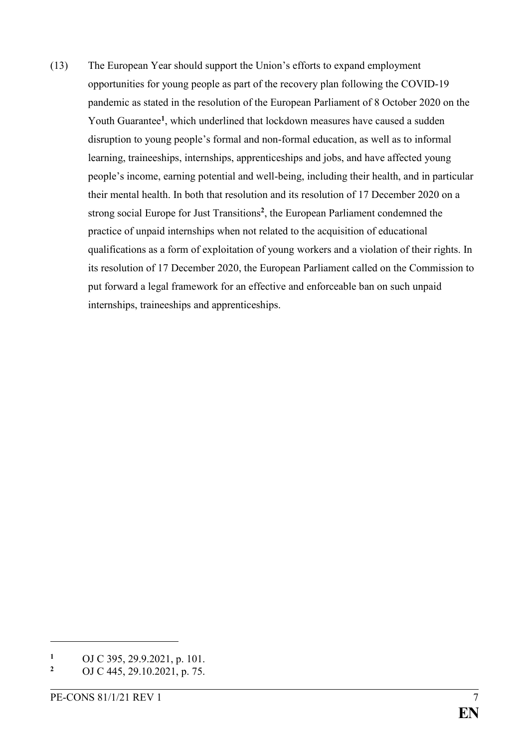(13) The European Year should support the Union's efforts to expand employment opportunities for young people as part of the recovery plan following the COVID-19 pandemic as stated in the resolution of the European Parliament of 8 October 2020 on the Youth Guarantee[1], which underlined that lockdown measures have caused a sudden disruption to young people's formal and non-formal education, as well as to informal learning, traineeships, internships, apprenticeships and jobs, and have affected young people's income, earning potential and well-being, including their health, and in particular their mental health. In both that resolution and its resolution of 17 December 2020 on a strong social Europe for Just Transitions[2], the European Parliament condemned the practice of unpaid internships when not related to the acquisition of educational qualifications as a form of exploitation of young workers and a violation of their rights. In its resolution of 17 December 2020, the European Parliament called on the Commission to put forward a legal framework for an effective and enforceable ban on such unpaid internships, traineeships and apprenticeships.

[1] OJ C 395, 29.9.2021, p. 101.

[2] OJ C 445, 29.10.2021, p. 75.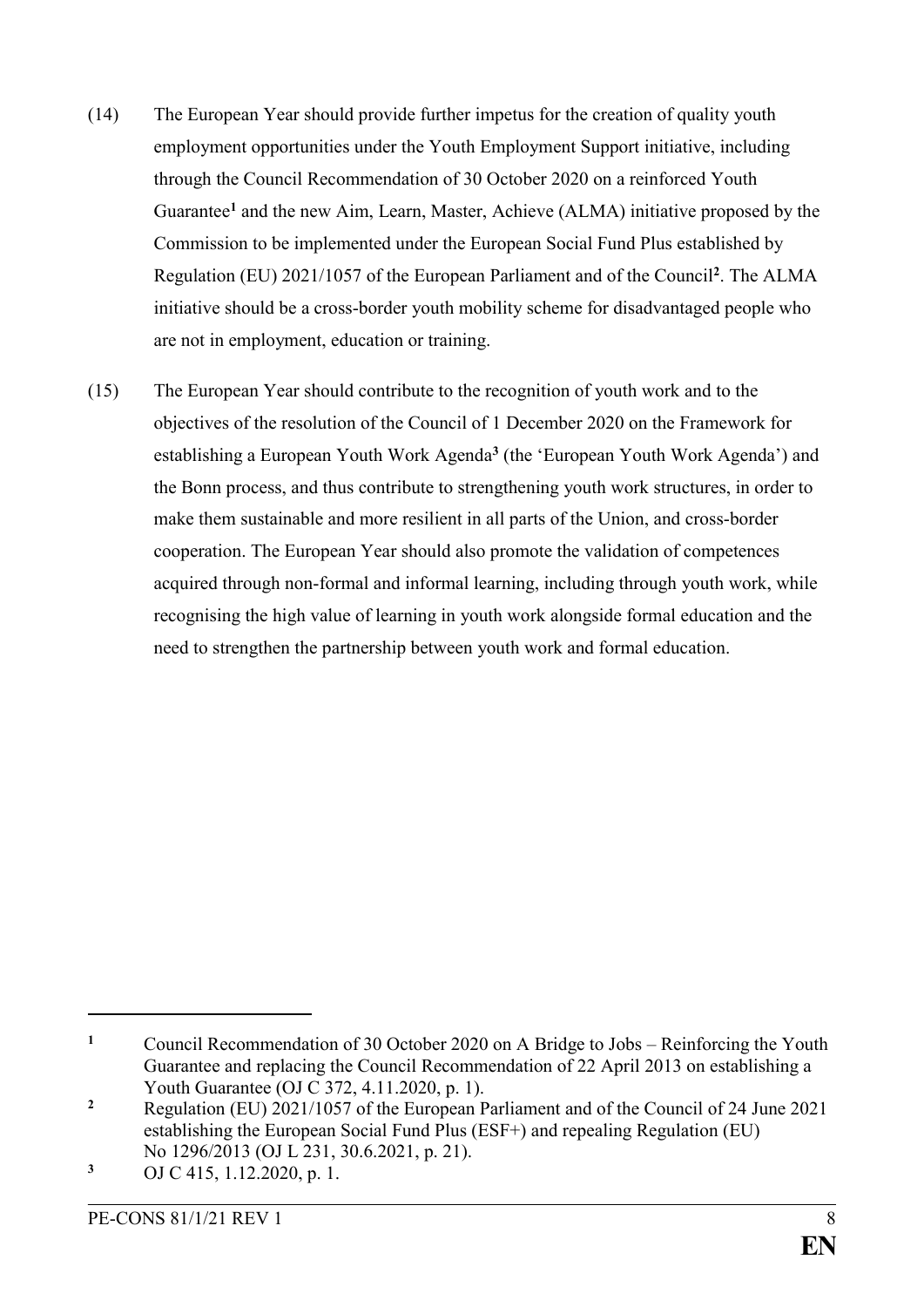(14) The European Year should provide further impetus for the creation of quality youth employment opportunities under the Youth Employment Support initiative, including through the Council Recommendation of 30 October 2020 on a reinforced Youth Guarantee[1] and the new Aim, Learn, Master, Achieve (ALMA) initiative proposed by the Commission to be implemented under the European Social Fund Plus established by Regulation (EU) 2021/1057 of the European Parliament and of the Council[2]. The ALMA initiative should be a cross-border youth mobility scheme for disadvantaged people who are not in employment, education or training.

(15) The European Year should contribute to the recognition of youth work and to the objectives of the resolution of the Council of 1 December 2020 on the Framework for establishing a European Youth Work Agenda[3] (the 'European Youth Work Agenda') and the Bonn process, and thus contribute to strengthening youth work structures, in order to make them sustainable and more resilient in all parts of the Union, and cross-border cooperation. The European Year should also promote the validation of competences acquired through non-formal and informal learning, including through youth work, while recognising the high value of learning in youth work alongside formal education and the need to strengthen the partnership between youth work and formal education.

---

[1] Council Recommendation of 30 October 2020 on A Bridge to Jobs – Reinforcing the Youth Guarantee and replacing the Council Recommendation of 22 April 2013 on establishing a Youth Guarantee (OJ C 372, 4.11.2020, p. 1).

[2] Regulation (EU) 2021/1057 of the European Parliament and of the Council of 24 June 2021 establishing the European Social Fund Plus (ESF+) and repealing Regulation (EU) No 1296/2013 (OJ L 231, 30.6.2021, p. 21).

[3] OJ C 415, 1.12.2020, p. 1.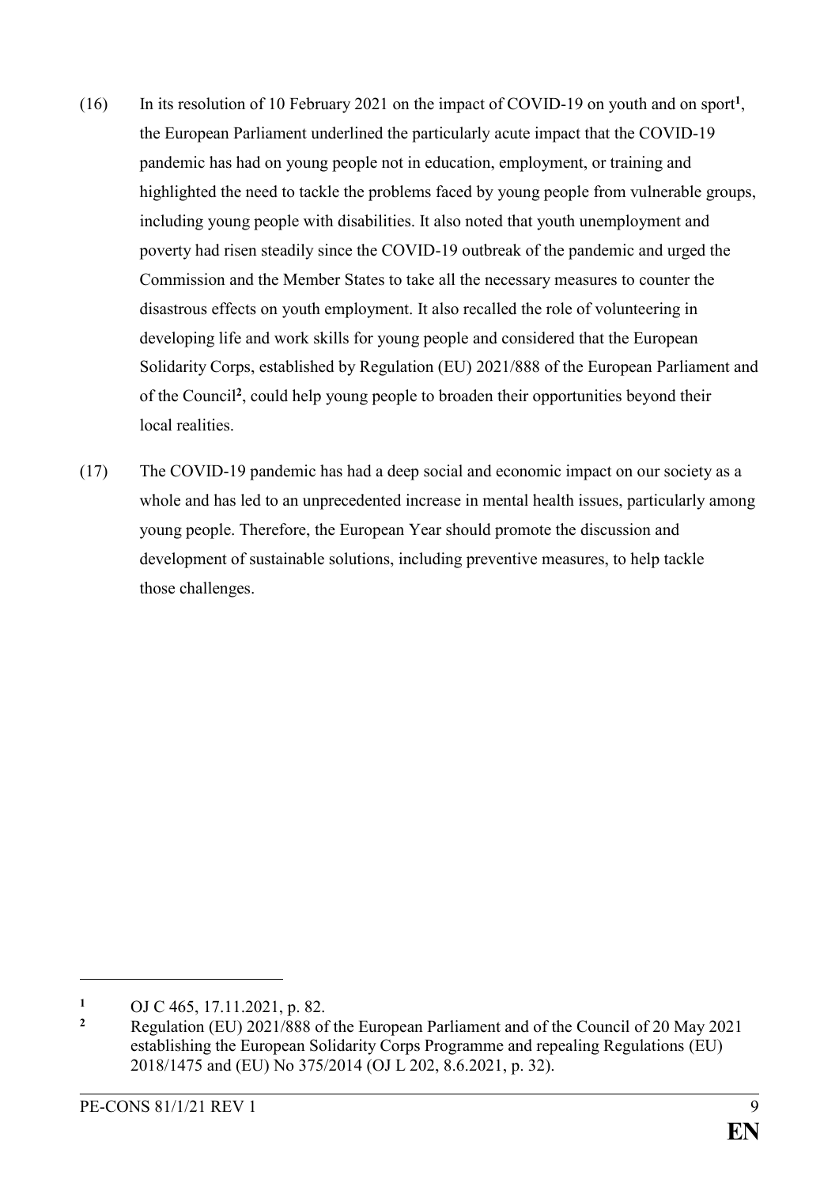(16) In its resolution of 10 February 2021 on the impact of COVID-19 on youth and on sport[1], the European Parliament underlined the particularly acute impact that the COVID-19 pandemic has had on young people not in education, employment, or training and highlighted the need to tackle the problems faced by young people from vulnerable groups, including young people with disabilities. It also noted that youth unemployment and poverty had risen steadily since the COVID-19 outbreak of the pandemic and urged the Commission and the Member States to take all the necessary measures to counter the disastrous effects on youth employment. It also recalled the role of volunteering in developing life and work skills for young people and considered that the European Solidarity Corps, established by Regulation (EU) 2021/888 of the European Parliament and of the Council[2], could help young people to broaden their opportunities beyond their local realities.

(17) The COVID-19 pandemic has had a deep social and economic impact on our society as a whole and has led to an unprecedented increase in mental health issues, particularly among young people. Therefore, the European Year should promote the discussion and development of sustainable solutions, including preventive measures, to help tackle those challenges.

---

[1] OJ C 465, 17.11.2021, p. 82.

[2] Regulation (EU) 2021/888 of the European Parliament and of the Council of 20 May 2021 establishing the European Solidarity Corps Programme and repealing Regulations (EU) 2018/1475 and (EU) No 375/2014 (OJ L 202, 8.6.2021, p. 32).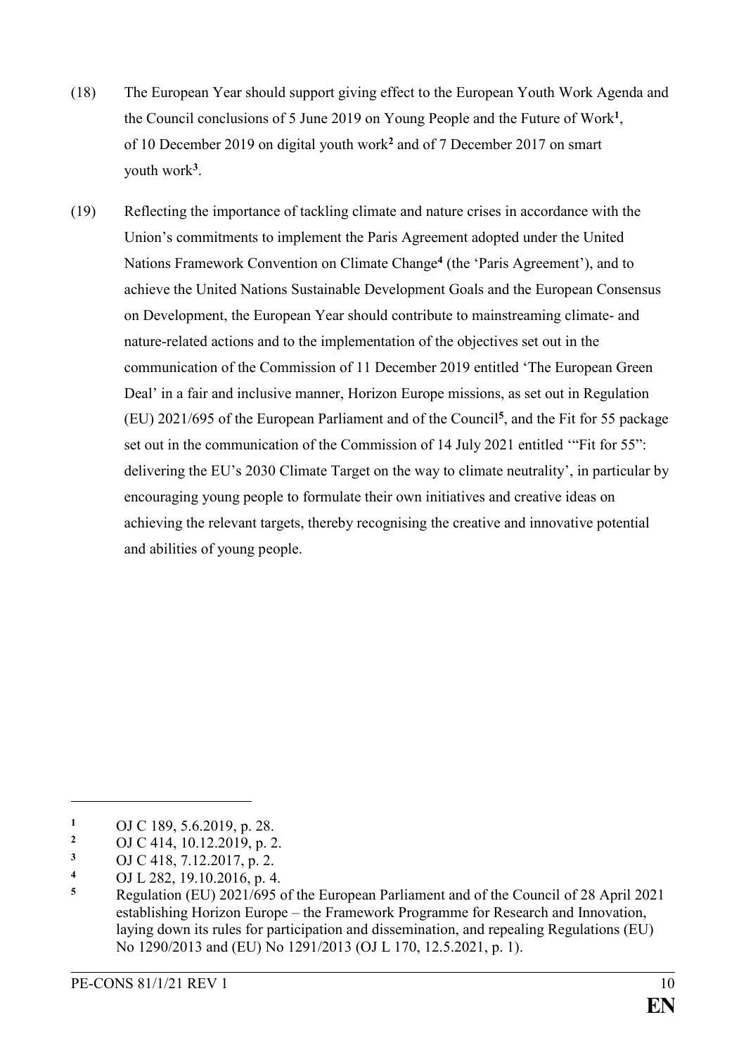(18) The European Year should support giving effect to the European Youth Work Agenda and the Council conclusions of 5 June 2019 on Young People and the Future of Work[1], of 10 December 2019 on digital youth work[2] and of 7 December 2017 on smart youth work[3].

(19) Reflecting the importance of tackling climate and nature crises in accordance with the Union's commitments to implement the Paris Agreement adopted under the United Nations Framework Convention on Climate Change[4] (the 'Paris Agreement'), and to achieve the United Nations Sustainable Development Goals and the European Consensus on Development, the European Year should contribute to mainstreaming climate- and nature-related actions and to the implementation of the objectives set out in the communication of the Commission of 11 December 2019 entitled 'The European Green Deal' in a fair and inclusive manner, Horizon Europe missions, as set out in Regulation (EU) 2021/695 of the European Parliament and of the Council[5], and the Fit for 55 package set out in the communication of the Commission of 14 July 2021 entitled '"Fit for 55": delivering the EU's 2030 Climate Target on the way to climate neutrality', in particular by encouraging young people to formulate their own initiatives and creative ideas on achieving the relevant targets, thereby recognising the creative and innovative potential and abilities of young people.

---

[1] OJ C 189, 5.6.2019, p. 28.

[2] OJ C 414, 10.12.2019, p. 2.

[3] OJ C 418, 7.12.2017, p. 2.

[4] OJ L 282, 19.10.2016, p. 4.

[5] Regulation (EU) 2021/695 of the European Parliament and of the Council of 28 April 2021 establishing Horizon Europe – the Framework Programme for Research and Innovation, laying down its rules for participation and dissemination, and repealing Regulations (EU) No 1290/2013 and (EU) No 1291/2013 (OJ L 170, 12.5.2021, p. 1).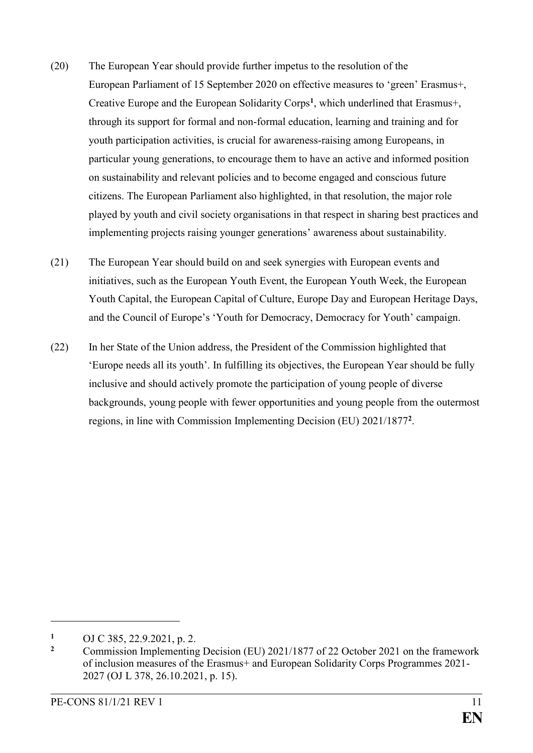(20) The European Year should provide further impetus to the resolution of the European Parliament of 15 September 2020 on effective measures to 'green' Erasmus+, Creative Europe and the European Solidarity Corps[1], which underlined that Erasmus+, through its support for formal and non-formal education, learning and training and for youth participation activities, is crucial for awareness-raising among Europeans, in particular young generations, to encourage them to have an active and informed position on sustainability and relevant policies and to become engaged and conscious future citizens. The European Parliament also highlighted, in that resolution, the major role played by youth and civil society organisations in that respect in sharing best practices and implementing projects raising younger generations' awareness about sustainability.

(21) The European Year should build on and seek synergies with European events and initiatives, such as the European Youth Event, the European Youth Week, the European Youth Capital, the European Capital of Culture, Europe Day and European Heritage Days, and the Council of Europe's 'Youth for Democracy, Democracy for Youth' campaign.

(22) In her State of the Union address, the President of the Commission highlighted that 'Europe needs all its youth'. In fulfilling its objectives, the European Year should be fully inclusive and should actively promote the participation of young people of diverse backgrounds, young people with fewer opportunities and young people from the outermost regions, in line with Commission Implementing Decision (EU) 2021/1877[2].

---

[1] OJ C 385, 22.9.2021, p. 2.

[2] Commission Implementing Decision (EU) 2021/1877 of 22 October 2021 on the framework of inclusion measures of the Erasmus+ and European Solidarity Corps Programmes 2021-2027 (OJ L 378, 26.10.2021, p. 15).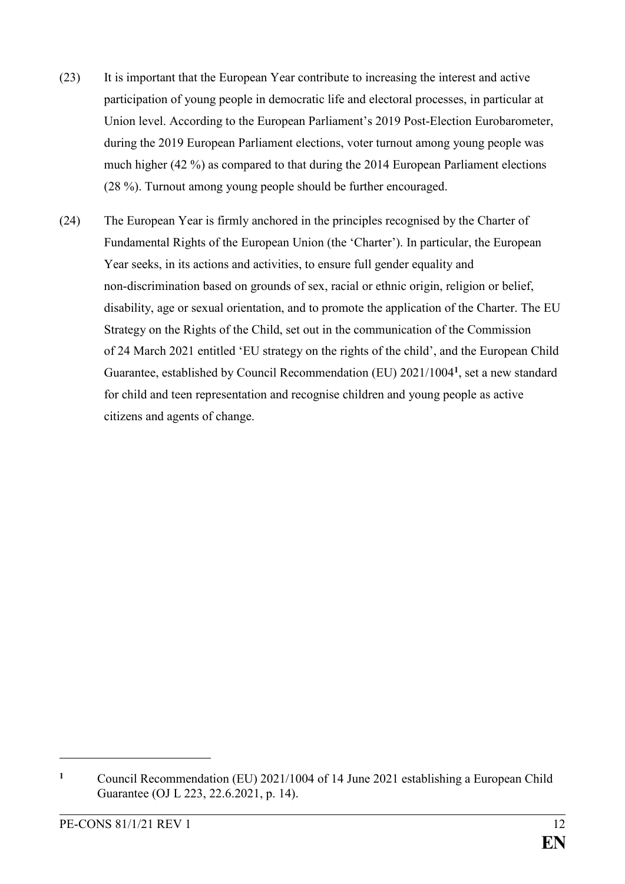(23) It is important that the European Year contribute to increasing the interest and active participation of young people in democratic life and electoral processes, in particular at Union level. According to the European Parliament's 2019 Post-Election Eurobarometer, during the 2019 European Parliament elections, voter turnout among young people was much higher (42 %) as compared to that during the 2014 European Parliament elections (28 %). Turnout among young people should be further encouraged.

(24) The European Year is firmly anchored in the principles recognised by the Charter of Fundamental Rights of the European Union (the 'Charter'). In particular, the European Year seeks, in its actions and activities, to ensure full gender equality and non-discrimination based on grounds of sex, racial or ethnic origin, religion or belief, disability, age or sexual orientation, and to promote the application of the Charter. The EU Strategy on the Rights of the Child, set out in the communication of the Commission of 24 March 2021 entitled 'EU strategy on the rights of the child', and the European Child Guarantee, established by Council Recommendation (EU) 2021/1004[1], set a new standard for child and teen representation and recognise children and young people as active citizens and agents of change.

---

[1] Council Recommendation (EU) 2021/1004 of 14 June 2021 establishing a European Child Guarantee (OJ L 223, 22.6.2021, p. 14).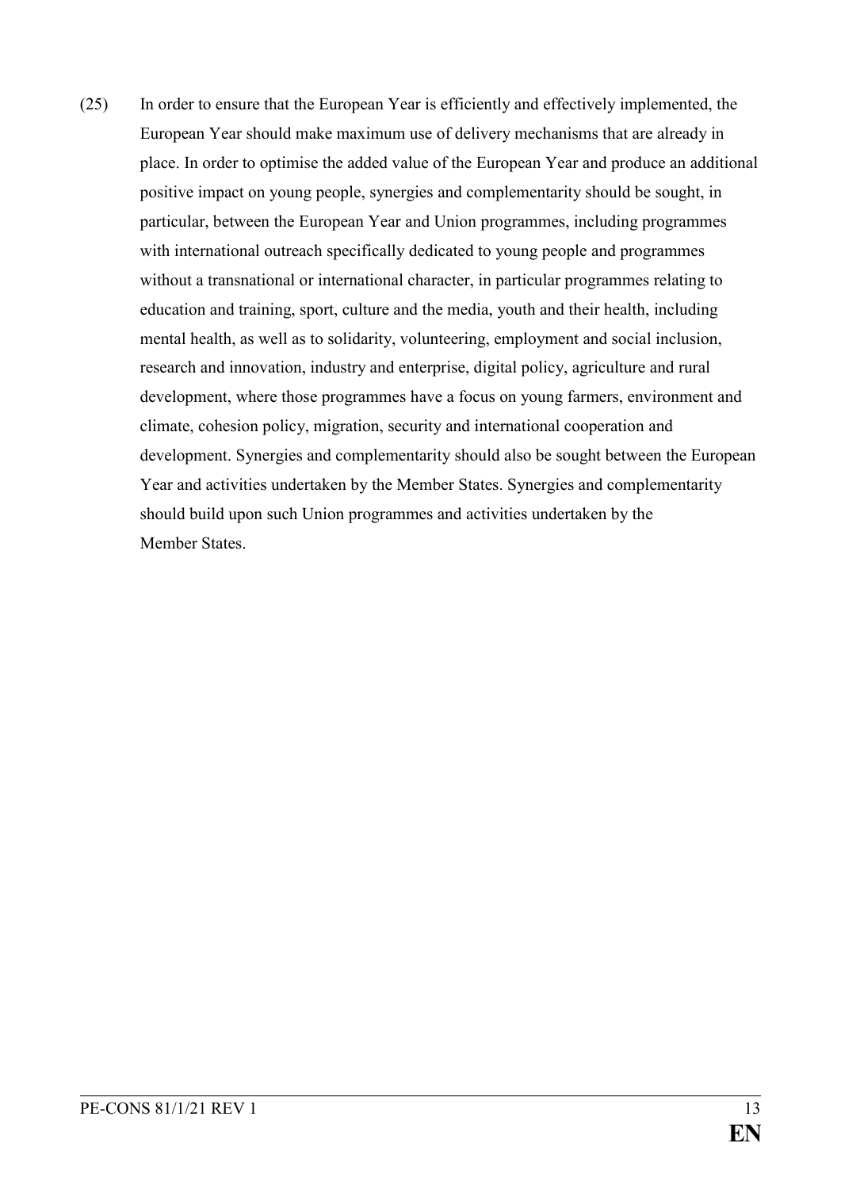(25) In order to ensure that the European Year is efficiently and effectively implemented, the European Year should make maximum use of delivery mechanisms that are already in place. In order to optimise the added value of the European Year and produce an additional positive impact on young people, synergies and complementarity should be sought, in particular, between the European Year and Union programmes, including programmes with international outreach specifically dedicated to young people and programmes without a transnational or international character, in particular programmes relating to education and training, sport, culture and the media, youth and their health, including mental health, as well as to solidarity, volunteering, employment and social inclusion, research and innovation, industry and enterprise, digital policy, agriculture and rural development, where those programmes have a focus on young farmers, environment and climate, cohesion policy, migration, security and international cooperation and development. Synergies and complementarity should also be sought between the European Year and activities undertaken by the Member States. Synergies and complementarity should build upon such Union programmes and activities undertaken by the Member States.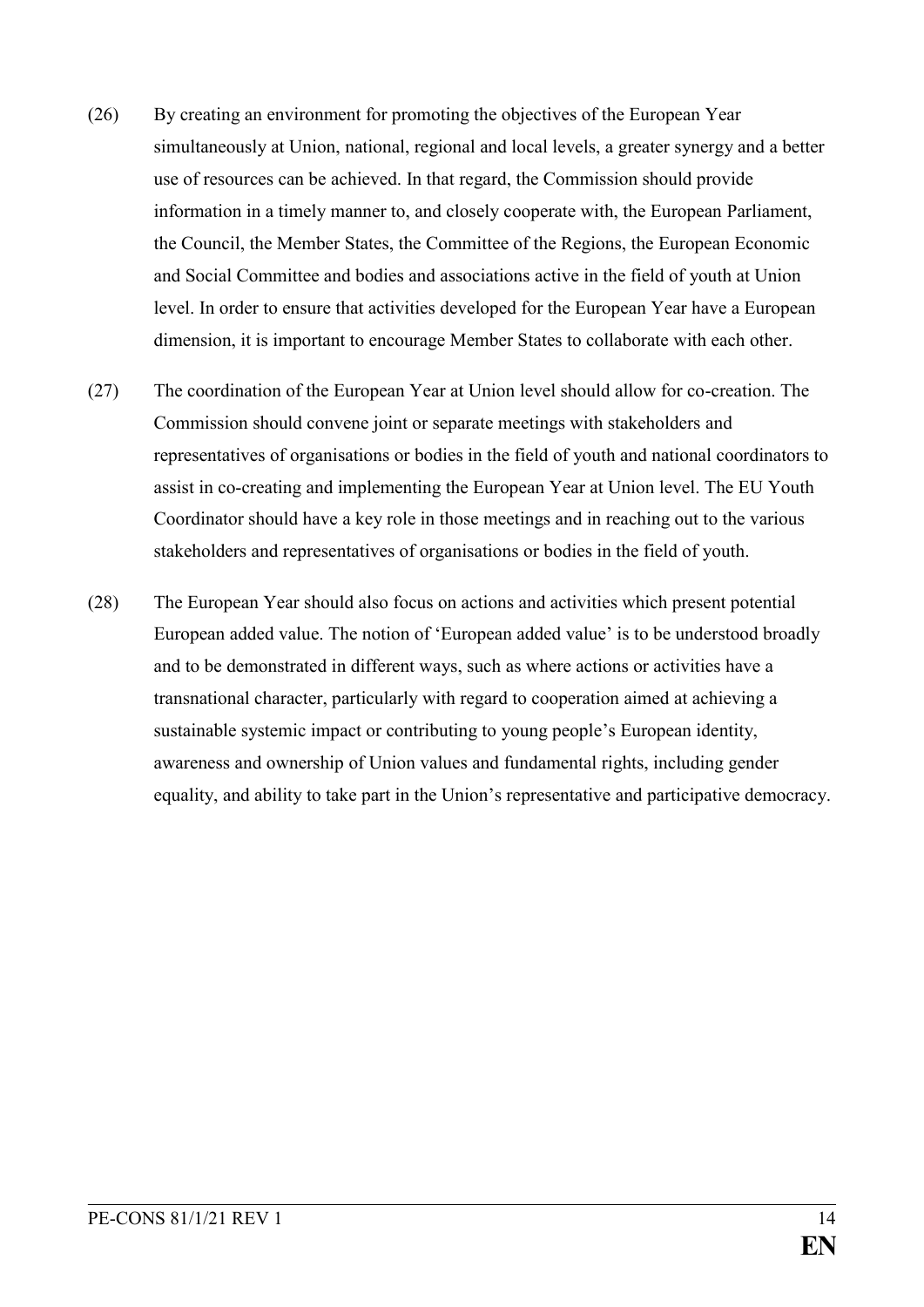(26) By creating an environment for promoting the objectives of the European Year simultaneously at Union, national, regional and local levels, a greater synergy and a better use of resources can be achieved. In that regard, the Commission should provide information in a timely manner to, and closely cooperate with, the European Parliament, the Council, the Member States, the Committee of the Regions, the European Economic and Social Committee and bodies and associations active in the field of youth at Union level. In order to ensure that activities developed for the European Year have a European dimension, it is important to encourage Member States to collaborate with each other.

(27) The coordination of the European Year at Union level should allow for co-creation. The Commission should convene joint or separate meetings with stakeholders and representatives of organisations or bodies in the field of youth and national coordinators to assist in co-creating and implementing the European Year at Union level. The EU Youth Coordinator should have a key role in those meetings and in reaching out to the various stakeholders and representatives of organisations or bodies in the field of youth.

(28) The European Year should also focus on actions and activities which present potential European added value. The notion of 'European added value' is to be understood broadly and to be demonstrated in different ways, such as where actions or activities have a transnational character, particularly with regard to cooperation aimed at achieving a sustainable systemic impact or contributing to young people's European identity, awareness and ownership of Union values and fundamental rights, including gender equality, and ability to take part in the Union's representative and participative democracy.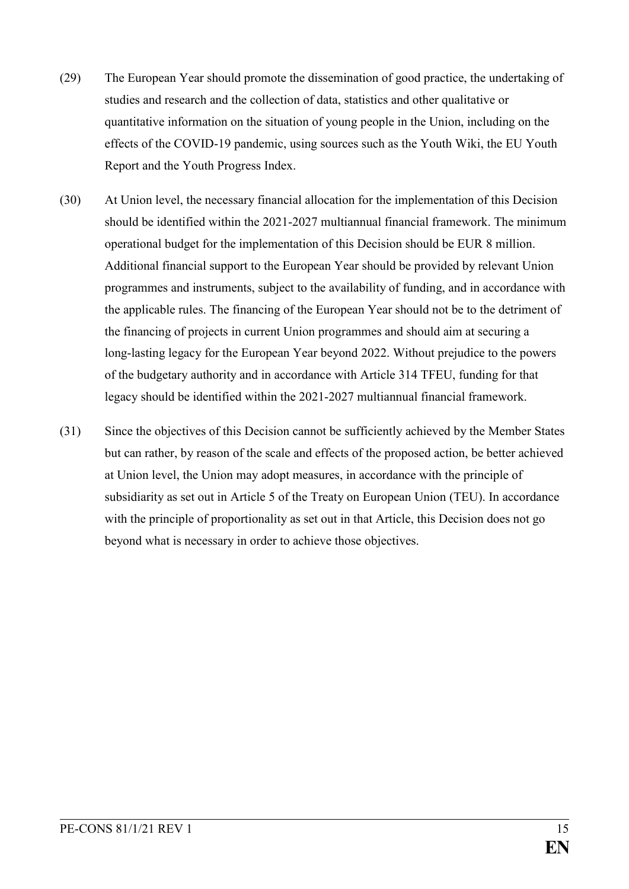(29) The European Year should promote the dissemination of good practice, the undertaking of studies and research and the collection of data, statistics and other qualitative or quantitative information on the situation of young people in the Union, including on the effects of the COVID-19 pandemic, using sources such as the Youth Wiki, the EU Youth Report and the Youth Progress Index.

(30) At Union level, the necessary financial allocation for the implementation of this Decision should be identified within the 2021-2027 multiannual financial framework. The minimum operational budget for the implementation of this Decision should be EUR 8 million. Additional financial support to the European Year should be provided by relevant Union programmes and instruments, subject to the availability of funding, and in accordance with the applicable rules. The financing of the European Year should not be to the detriment of the financing of projects in current Union programmes and should aim at securing a long-lasting legacy for the European Year beyond 2022. Without prejudice to the powers of the budgetary authority and in accordance with Article 314 TFEU, funding for that legacy should be identified within the 2021-2027 multiannual financial framework.

(31) Since the objectives of this Decision cannot be sufficiently achieved by the Member States but can rather, by reason of the scale and effects of the proposed action, be better achieved at Union level, the Union may adopt measures, in accordance with the principle of subsidiarity as set out in Article 5 of the Treaty on European Union (TEU). In accordance with the principle of proportionality as set out in that Article, this Decision does not go beyond what is necessary in order to achieve those objectives.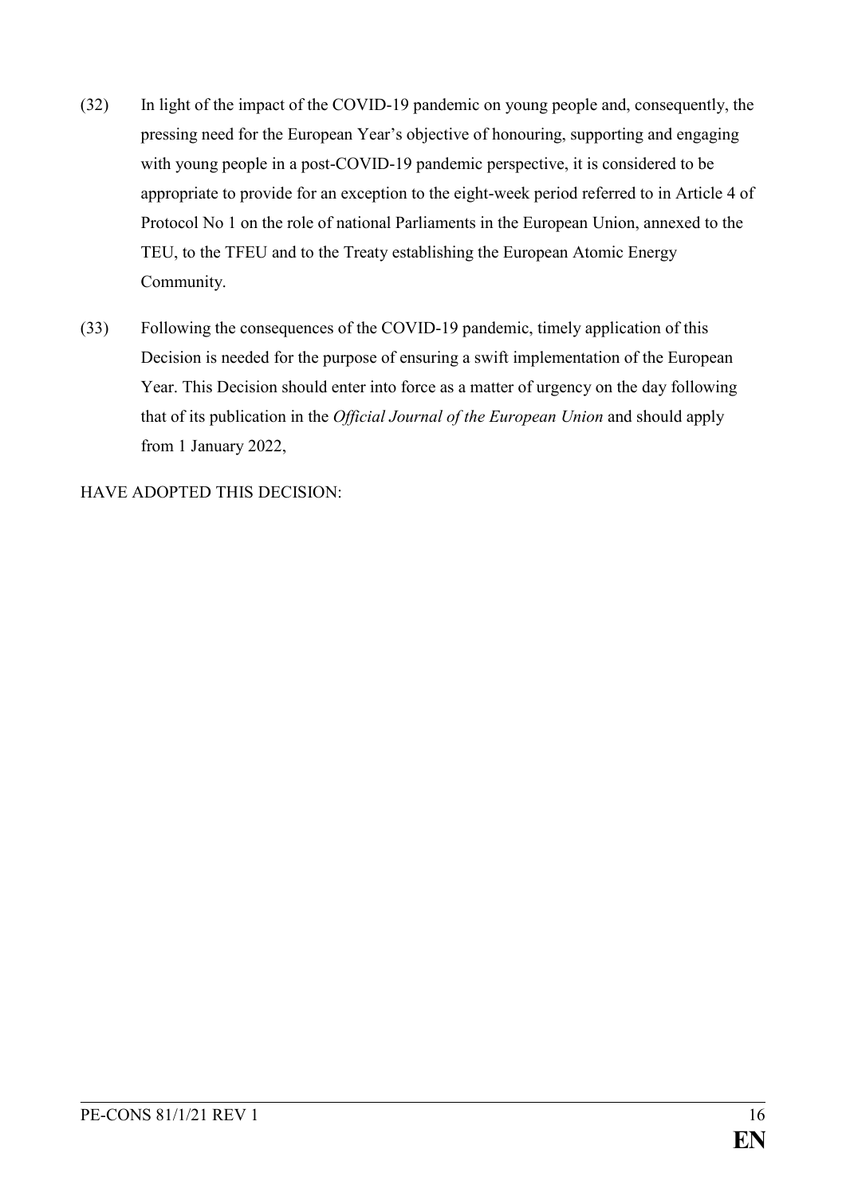(32) In light of the impact of the COVID-19 pandemic on young people and, consequently, the pressing need for the European Year's objective of honouring, supporting and engaging with young people in a post-COVID-19 pandemic perspective, it is considered to be appropriate to provide for an exception to the eight-week period referred to in Article 4 of Protocol No 1 on the role of national Parliaments in the European Union, annexed to the TEU, to the TFEU and to the Treaty establishing the European Atomic Energy Community.

(33) Following the consequences of the COVID-19 pandemic, timely application of this Decision is needed for the purpose of ensuring a swift implementation of the European Year. This Decision should enter into force as a matter of urgency on the day following that of its publication in the *Official Journal of the European Union* and should apply from 1 January 2022,

HAVE ADOPTED THIS DECISION: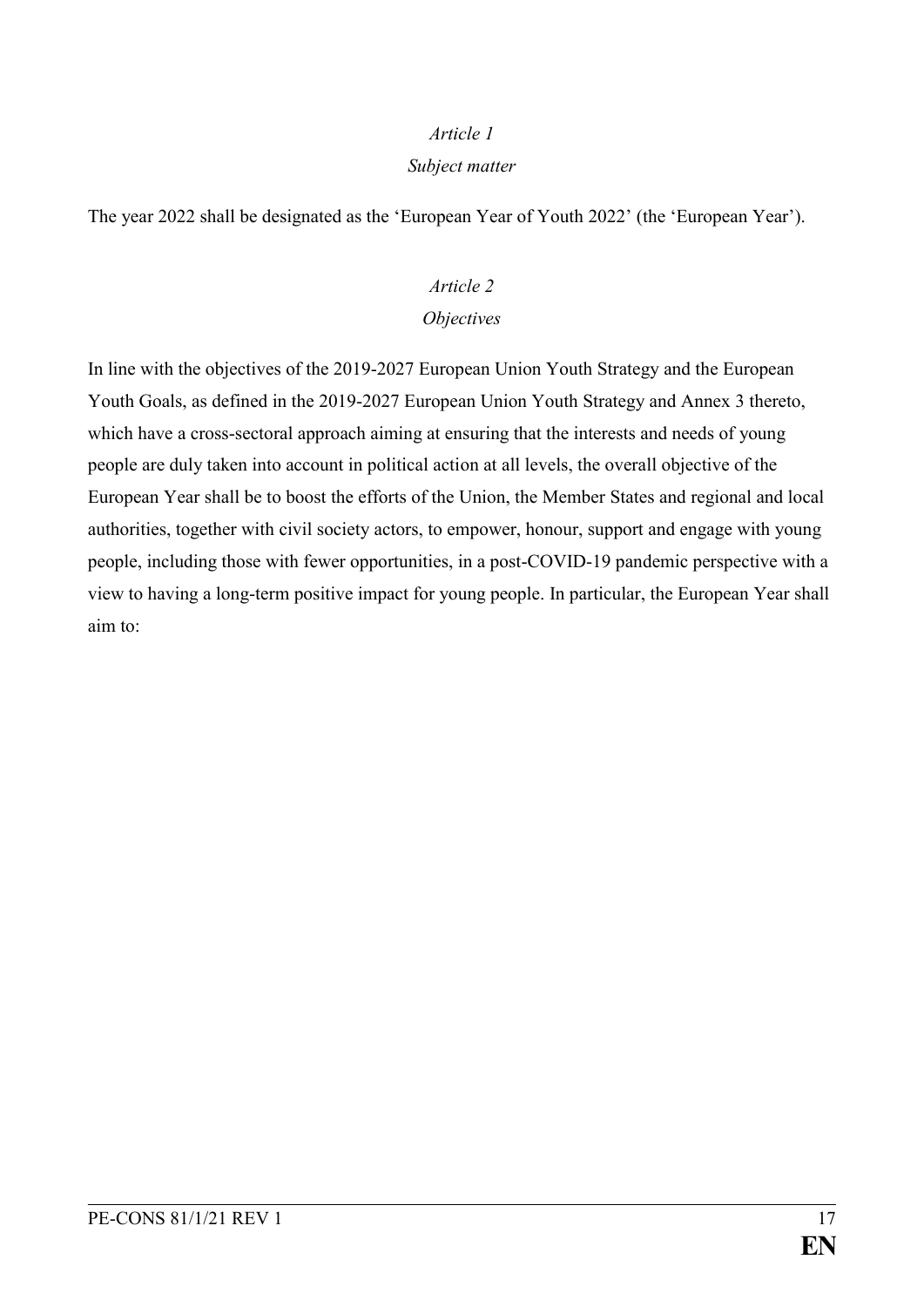*Article 1*

*Subject matter*

The year 2022 shall be designated as the 'European Year of Youth 2022' (the 'European Year').

*Article 2*

*Objectives*

In line with the objectives of the 2019-2027 European Union Youth Strategy and the European Youth Goals, as defined in the 2019-2027 European Union Youth Strategy and Annex 3 thereto, which have a cross-sectoral approach aiming at ensuring that the interests and needs of young people are duly taken into account in political action at all levels, the overall objective of the European Year shall be to boost the efforts of the Union, the Member States and regional and local authorities, together with civil society actors, to empower, honour, support and engage with young people, including those with fewer opportunities, in a post-COVID-19 pandemic perspective with a view to having a long-term positive impact for young people. In particular, the European Year shall aim to: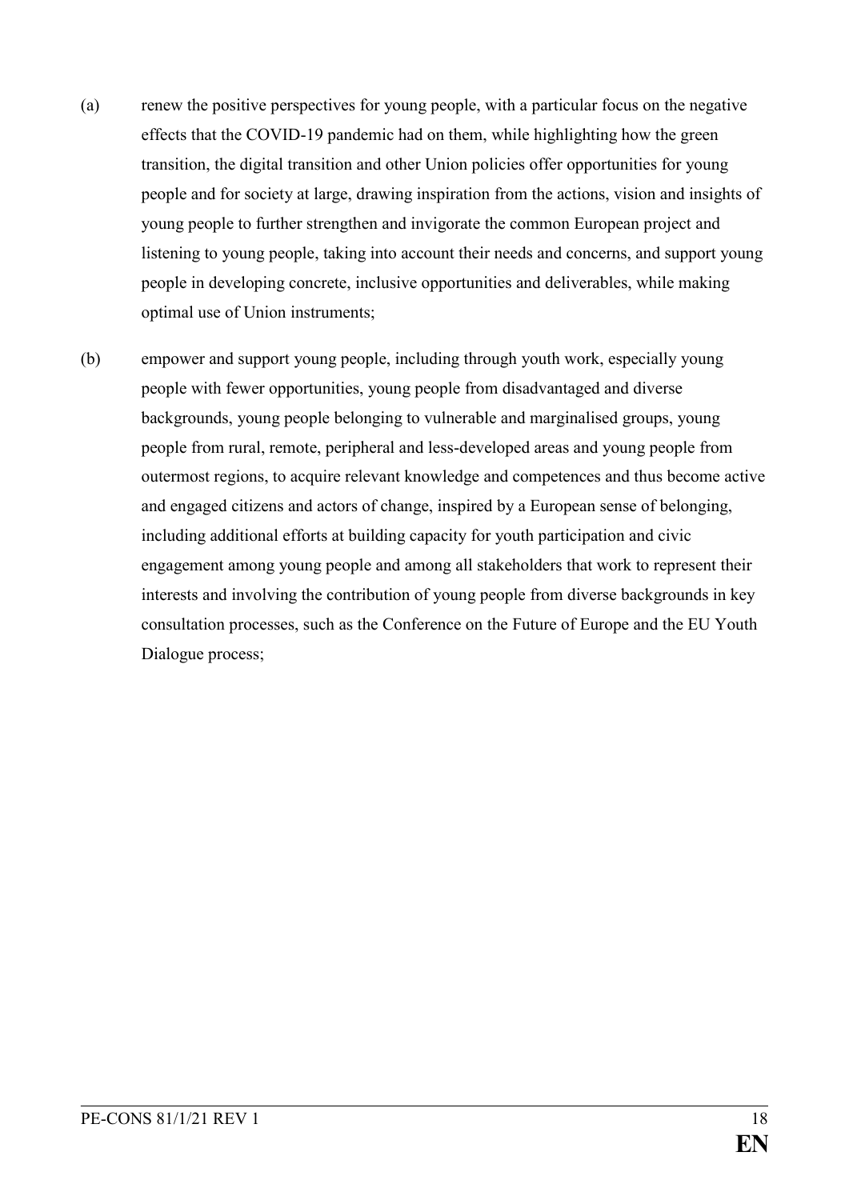(a) renew the positive perspectives for young people, with a particular focus on the negative effects that the COVID-19 pandemic had on them, while highlighting how the green transition, the digital transition and other Union policies offer opportunities for young people and for society at large, drawing inspiration from the actions, vision and insights of young people to further strengthen and invigorate the common European project and listening to young people, taking into account their needs and concerns, and support young people in developing concrete, inclusive opportunities and deliverables, while making optimal use of Union instruments;

(b) empower and support young people, including through youth work, especially young people with fewer opportunities, young people from disadvantaged and diverse backgrounds, young people belonging to vulnerable and marginalised groups, young people from rural, remote, peripheral and less-developed areas and young people from outermost regions, to acquire relevant knowledge and competences and thus become active and engaged citizens and actors of change, inspired by a European sense of belonging, including additional efforts at building capacity for youth participation and civic engagement among young people and among all stakeholders that work to represent their interests and involving the contribution of young people from diverse backgrounds in key consultation processes, such as the Conference on the Future of Europe and the EU Youth Dialogue process;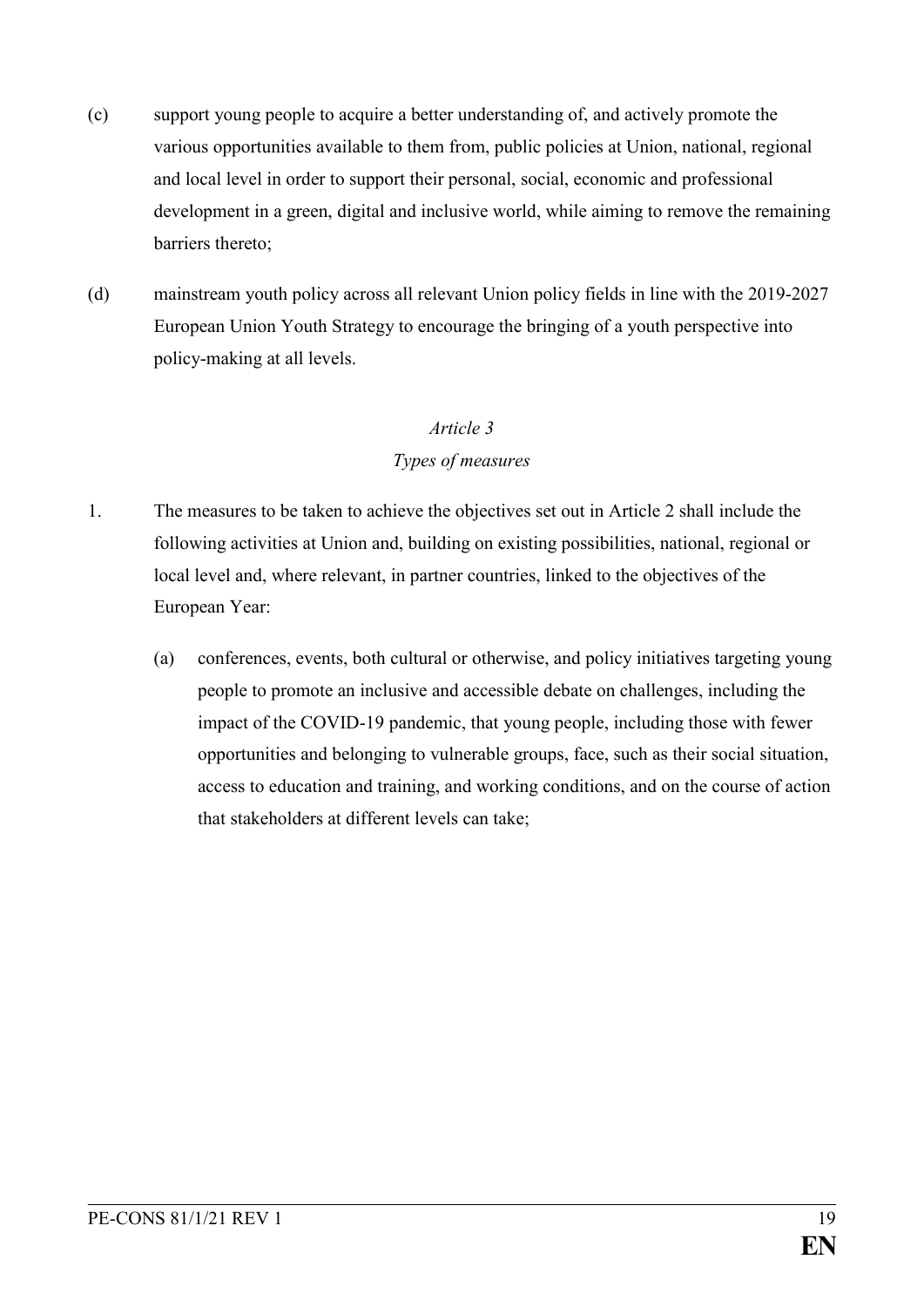(c) support young people to acquire a better understanding of, and actively promote the various opportunities available to them from, public policies at Union, national, regional and local level in order to support their personal, social, economic and professional development in a green, digital and inclusive world, while aiming to remove the remaining barriers thereto;

(d) mainstream youth policy across all relevant Union policy fields in line with the 2019-2027 European Union Youth Strategy to encourage the bringing of a youth perspective into policy-making at all levels.

*Article 3*

*Types of measures*

1. The measures to be taken to achieve the objectives set out in Article 2 shall include the following activities at Union and, building on existing possibilities, national, regional or local level and, where relevant, in partner countries, linked to the objectives of the European Year:

   (a) conferences, events, both cultural or otherwise, and policy initiatives targeting young people to promote an inclusive and accessible debate on challenges, including the impact of the COVID-19 pandemic, that young people, including those with fewer opportunities and belonging to vulnerable groups, face, such as their social situation, access to education and training, and working conditions, and on the course of action that stakeholders at different levels can take;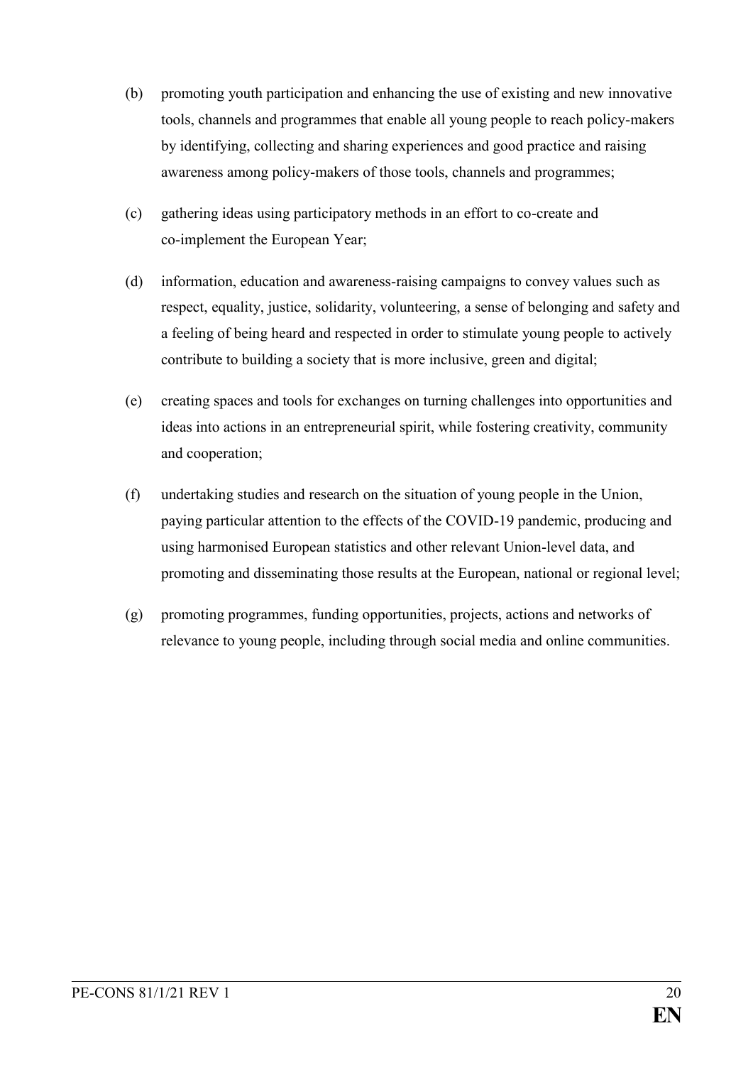(b) promoting youth participation and enhancing the use of existing and new innovative tools, channels and programmes that enable all young people to reach policy-makers by identifying, collecting and sharing experiences and good practice and raising awareness among policy-makers of those tools, channels and programmes;

(c) gathering ideas using participatory methods in an effort to co-create and co-implement the European Year;

(d) information, education and awareness-raising campaigns to convey values such as respect, equality, justice, solidarity, volunteering, a sense of belonging and safety and a feeling of being heard and respected in order to stimulate young people to actively contribute to building a society that is more inclusive, green and digital;

(e) creating spaces and tools for exchanges on turning challenges into opportunities and ideas into actions in an entrepreneurial spirit, while fostering creativity, community and cooperation;

(f) undertaking studies and research on the situation of young people in the Union, paying particular attention to the effects of the COVID-19 pandemic, producing and using harmonised European statistics and other relevant Union-level data, and promoting and disseminating those results at the European, national or regional level;

(g) promoting programmes, funding opportunities, projects, actions and networks of relevance to young people, including through social media and online communities.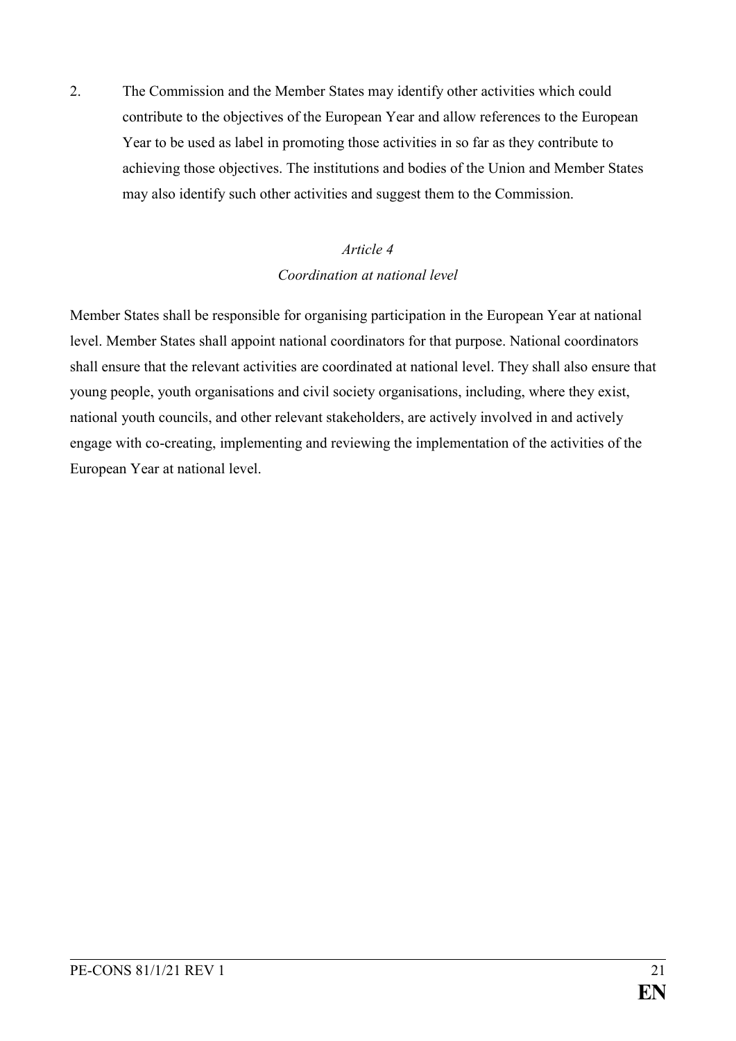2. The Commission and the Member States may identify other activities which could contribute to the objectives of the European Year and allow references to the European Year to be used as label in promoting those activities in so far as they contribute to achieving those objectives. The institutions and bodies of the Union and Member States may also identify such other activities and suggest them to the Commission.

*Article 4*

*Coordination at national level*

Member States shall be responsible for organising participation in the European Year at national level. Member States shall appoint national coordinators for that purpose. National coordinators shall ensure that the relevant activities are coordinated at national level. They shall also ensure that young people, youth organisations and civil society organisations, including, where they exist, national youth councils, and other relevant stakeholders, are actively involved in and actively engage with co-creating, implementing and reviewing the implementation of the activities of the European Year at national level.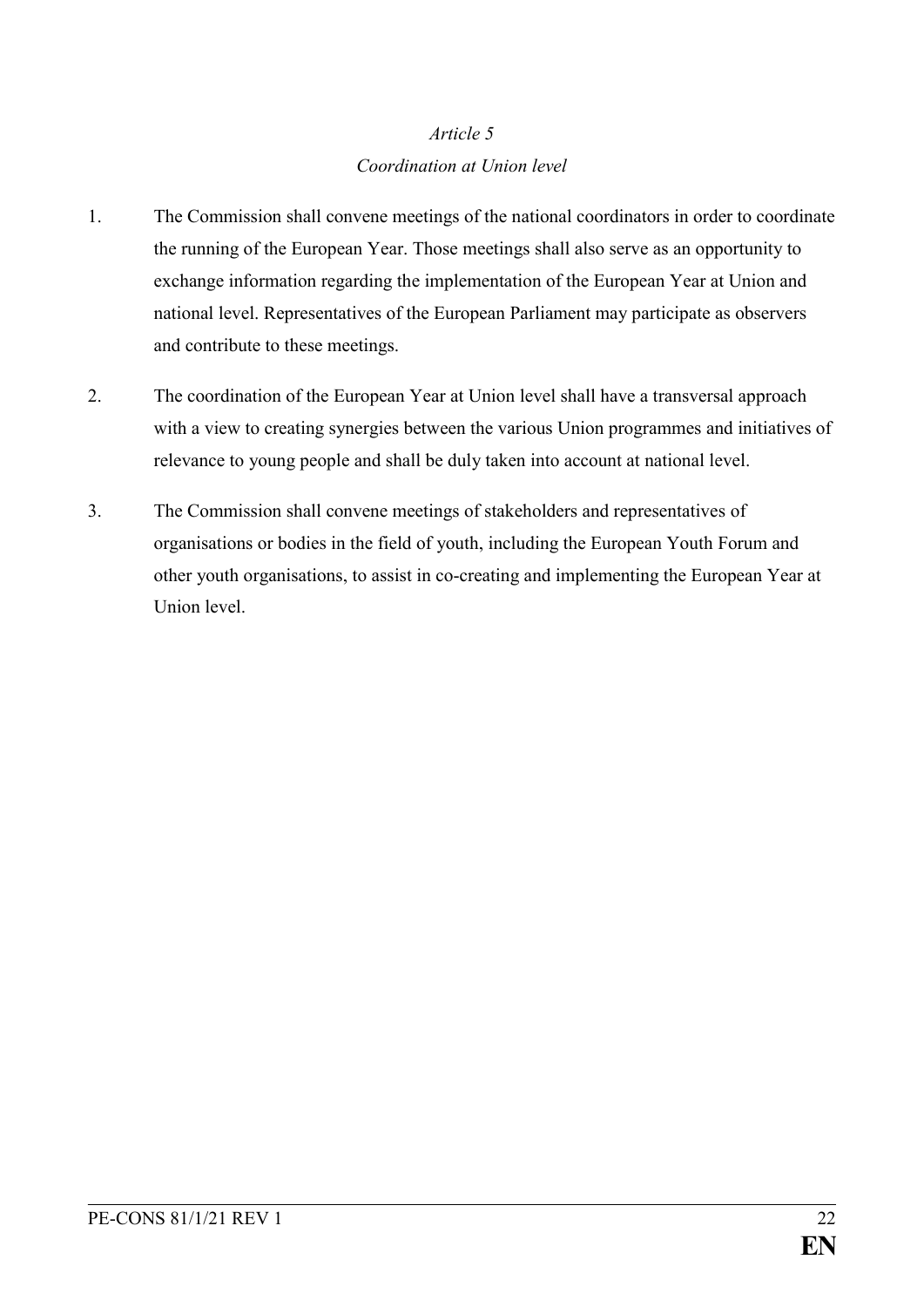*Article 5*

*Coordination at Union level*

1. The Commission shall convene meetings of the national coordinators in order to coordinate the running of the European Year. Those meetings shall also serve as an opportunity to exchange information regarding the implementation of the European Year at Union and national level. Representatives of the European Parliament may participate as observers and contribute to these meetings.

2. The coordination of the European Year at Union level shall have a transversal approach with a view to creating synergies between the various Union programmes and initiatives of relevance to young people and shall be duly taken into account at national level.

3. The Commission shall convene meetings of stakeholders and representatives of organisations or bodies in the field of youth, including the European Youth Forum and other youth organisations, to assist in co-creating and implementing the European Year at Union level.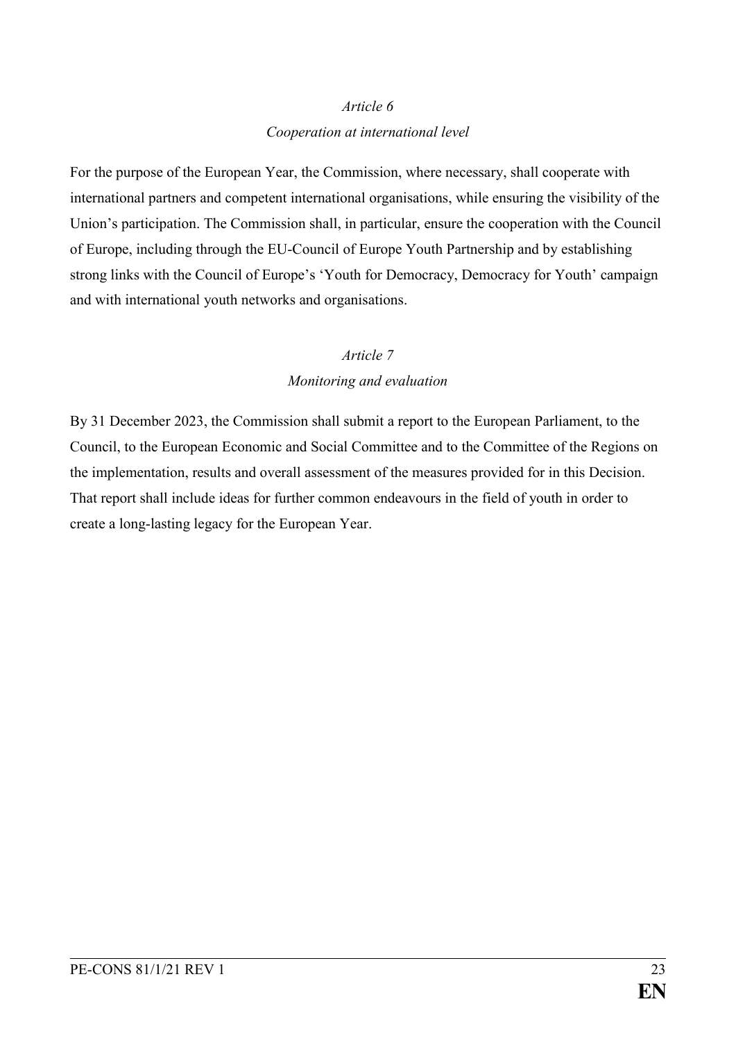*Article 6*

*Cooperation at international level*

For the purpose of the European Year, the Commission, where necessary, shall cooperate with international partners and competent international organisations, while ensuring the visibility of the Union's participation. The Commission shall, in particular, ensure the cooperation with the Council of Europe, including through the EU-Council of Europe Youth Partnership and by establishing strong links with the Council of Europe's 'Youth for Democracy, Democracy for Youth' campaign and with international youth networks and organisations.

*Article 7*

*Monitoring and evaluation*

By 31 December 2023, the Commission shall submit a report to the European Parliament, to the Council, to the European Economic and Social Committee and to the Committee of the Regions on the implementation, results and overall assessment of the measures provided for in this Decision. That report shall include ideas for further common endeavours in the field of youth in order to create a long-lasting legacy for the European Year.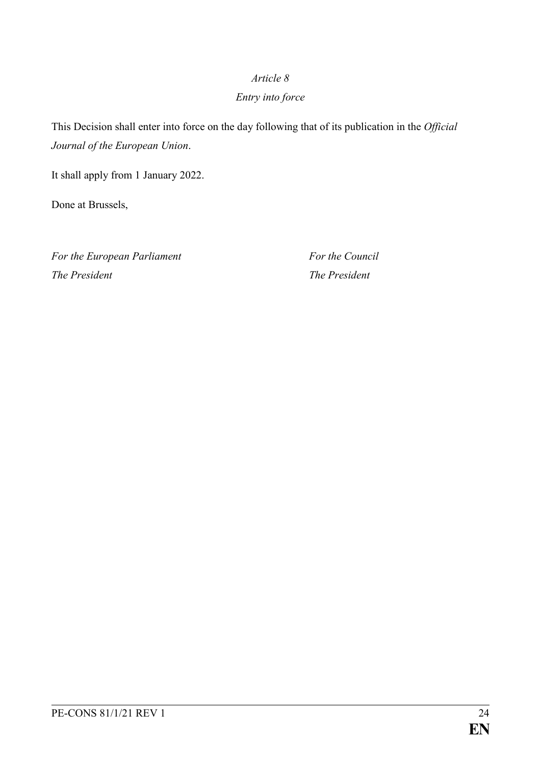*Article 8*

*Entry into force*

This Decision shall enter into force on the day following that of its publication in the *Official Journal of the European Union*.

It shall apply from 1 January 2022.

Done at Brussels,

*For the European Parliament*
*The President*

*For the Council*
*The President*